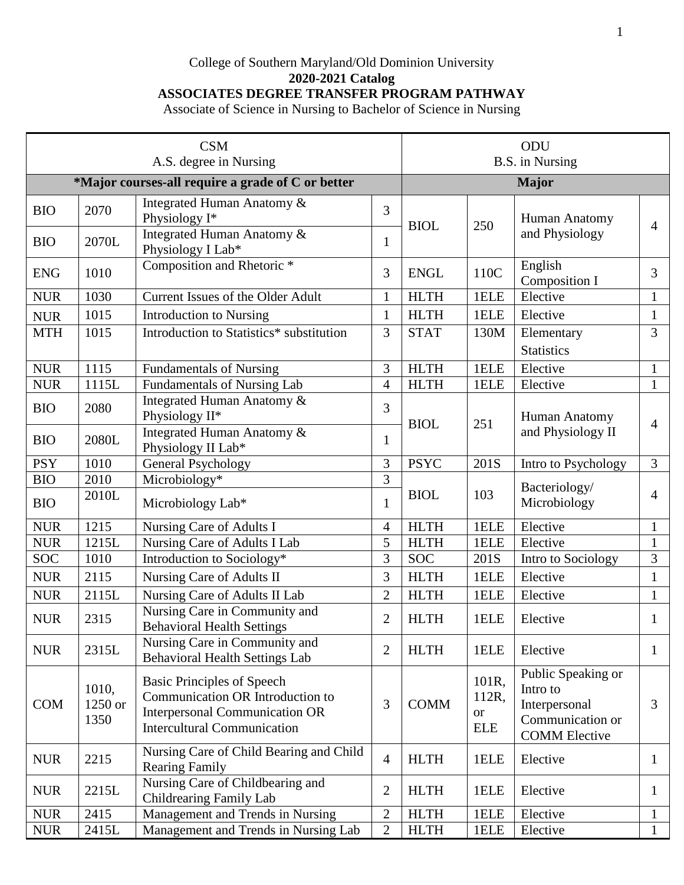College of Southern Maryland/Old Dominion University

**2020-2021 Catalog**

**ASSOCIATES DEGREE TRANSFER PROGRAM PATHWAY**

Associate of Science in Nursing to Bachelor of Science in Nursing

| CSM A.S. degree in Nursing | | | | ODU B.S. in Nursing | | | |
|---|---|---|---|---|---|---|---|
| ***Major courses-all require a grade of C or better** | | | | **Major** | | | |
| BIO | 2070 | Integrated Human Anatomy & Physiology I* | 3 | BIOL | 250 | Human Anatomy and Physiology | 4 |
| BIO | 2070L | Integrated Human Anatomy & Physiology I Lab* | 1 | | | | |
| ENG | 1010 | Composition and Rhetoric * | 3 | ENGL | 110C | English Composition I | 3 |
| NUR | 1030 | Current Issues of the Older Adult | 1 | HLTH | 1ELE | Elective | 1 |
| NUR | 1015 | Introduction to Nursing | 1 | HLTH | 1ELE | Elective | 1 |
| MTH | 1015 | Introduction to Statistics* substitution | 3 | STAT | 130M | Elementary Statistics | 3 |
| NUR | 1115 | Fundamentals of Nursing | 3 | HLTH | 1ELE | Elective | 1 |
| NUR | 1115L | Fundamentals of Nursing Lab | 4 | HLTH | 1ELE | Elective | 1 |
| BIO | 2080 | Integrated Human Anatomy & Physiology II* | 3 | BIOL | 251 | Human Anatomy and Physiology II | 4 |
| BIO | 2080L | Integrated Human Anatomy & Physiology II Lab* | 1 | | | | |
| PSY | 1010 | General Psychology | 3 | PSYC | 201S | Intro to Psychology | 3 |
| BIO | 2010 | Microbiology* | 3 | BIOL | 103 | Bacteriology/ Microbiology | 4 |
| BIO | 2010L | Microbiology Lab* | 1 | | | | |
| NUR | 1215 | Nursing Care of Adults I | 4 | HLTH | 1ELE | Elective | 1 |
| NUR | 1215L | Nursing Care of Adults I Lab | 5 | HLTH | 1ELE | Elective | 1 |
| SOC | 1010 | Introduction to Sociology* | 3 | SOC | 201S | Intro to Sociology | 3 |
| NUR | 2115 | Nursing Care of Adults II | 3 | HLTH | 1ELE | Elective | 1 |
| NUR | 2115L | Nursing Care of Adults II Lab | 2 | HLTH | 1ELE | Elective | 1 |
| NUR | 2315 | Nursing Care in Community and Behavioral Health Settings | 2 | HLTH | 1ELE | Elective | 1 |
| NUR | 2315L | Nursing Care in Community and Behavioral Health Settings Lab | 2 | HLTH | 1ELE | Elective | 1 |
| COM | 1010, 1250 or 1350 | Basic Principles of Speech Communication OR Introduction to Interpersonal Communication OR Intercultural Communication | 3 | COMM | 101R, 112R, or ELE | Public Speaking or Intro to Interpersonal Communication or COMM Elective | 3 |
| NUR | 2215 | Nursing Care of Child Bearing and Child Rearing Family | 4 | HLTH | 1ELE | Elective | 1 |
| NUR | 2215L | Nursing Care of Childbearing and Childrearing Family Lab | 2 | HLTH | 1ELE | Elective | 1 |
| NUR | 2415 | Management and Trends in Nursing | 2 | HLTH | 1ELE | Elective | 1 |
| NUR | 2415L | Management and Trends in Nursing Lab | 2 | HLTH | 1ELE | Elective | 1 |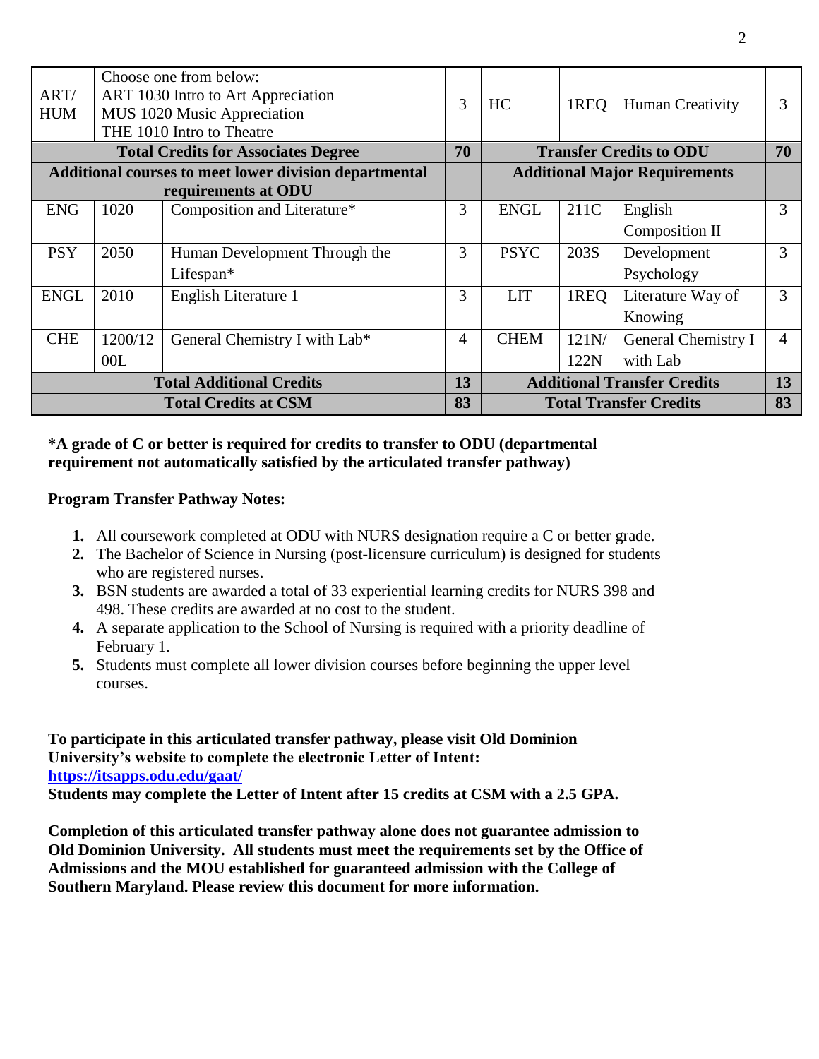| ART/ HUM | Choose one from below: ART 1030 Intro to Art Appreciation MUS 1020 Music Appreciation THE 1010 Intro to Theatre | | 3 | HC | 1REQ | Human Creativity | 3 |
|---|---|---|---|---|---|---|---|
| **Total Credits for Associates Degree** | | | **70** | **Transfer Credits to ODU** | | | **70** |
| **Additional courses to meet lower division departmental requirements at ODU** | | | | **Additional Major Requirements** | | | |
| ENG | 1020 | Composition and Literature* | 3 | ENGL | 211C | English Composition II | 3 |
| PSY | 2050 | Human Development Through the Lifespan* | 3 | PSYC | 203S | Development Psychology | 3 |
| ENGL | 2010 | English Literature 1 | 3 | LIT | 1REQ | Literature Way of Knowing | 3 |
| CHE | 1200/1200L | General Chemistry I with Lab* | 4 | CHEM | 121N/ 122N | General Chemistry I with Lab | 4 |
| **Total Additional Credits** | | | **13** | **Additional Transfer Credits** | | | **13** |
| **Total Credits at CSM** | | | **83** | **Total Transfer Credits** | | | **83** |

**\*A grade of C or better is required for credits to transfer to ODU (departmental requirement not automatically satisfied by the articulated transfer pathway)**

**Program Transfer Pathway Notes:**

1. All coursework completed at ODU with NURS designation require a C or better grade.
2. The Bachelor of Science in Nursing (post-licensure curriculum) is designed for students who are registered nurses.
3. BSN students are awarded a total of 33 experiential learning credits for NURS 398 and 498. These credits are awarded at no cost to the student.
4. A separate application to the School of Nursing is required with a priority deadline of February 1.
5. Students must complete all lower division courses before beginning the upper level courses.

**To participate in this articulated transfer pathway, please visit Old Dominion University's website to complete the electronic Letter of Intent:**
**https://itsapps.odu.edu/gaat/**
**Students may complete the Letter of Intent after 15 credits at CSM with a 2.5 GPA.**

**Completion of this articulated transfer pathway alone does not guarantee admission to Old Dominion University. All students must meet the requirements set by the Office of Admissions and the MOU established for guaranteed admission with the College of Southern Maryland. Please review this document for more information.**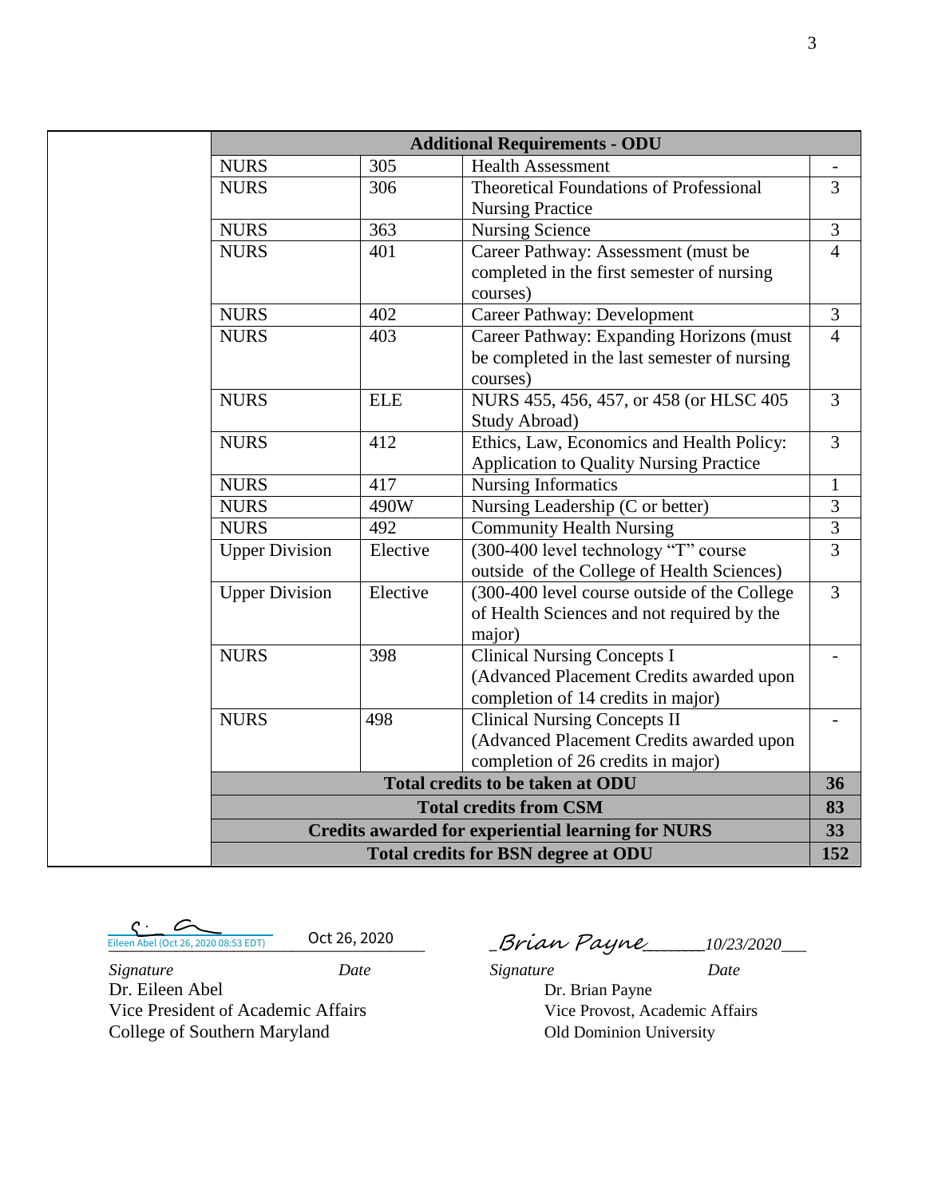| Additional Requirements - ODU | | | |
|---|---|---|---|
| NURS | 305 | Health Assessment | - |
| NURS | 306 | Theoretical Foundations of Professional Nursing Practice | 3 |
| NURS | 363 | Nursing Science | 3 |
| NURS | 401 | Career Pathway: Assessment (must be completed in the first semester of nursing courses) | 4 |
| NURS | 402 | Career Pathway: Development | 3 |
| NURS | 403 | Career Pathway: Expanding Horizons (must be completed in the last semester of nursing courses) | 4 |
| NURS | ELE | NURS 455, 456, 457, or 458 (or HLSC 405 Study Abroad) | 3 |
| NURS | 412 | Ethics, Law, Economics and Health Policy: Application to Quality Nursing Practice | 3 |
| NURS | 417 | Nursing Informatics | 1 |
| NURS | 490W | Nursing Leadership (C or better) | 3 |
| NURS | 492 | Community Health Nursing | 3 |
| Upper Division | Elective | (300-400 level technology "T" course outside of the College of Health Sciences) | 3 |
| Upper Division | Elective | (300-400 level course outside of the College of Health Sciences and not required by the major) | 3 |
| NURS | 398 | Clinical Nursing Concepts I (Advanced Placement Credits awarded upon completion of 14 credits in major) | - |
| NURS | 498 | Clinical Nursing Concepts II (Advanced Placement Credits awarded upon completion of 26 credits in major) | - |
| **Total credits to be taken at ODU** | | | **36** |
| **Total credits from CSM** | | | **83** |
| **Credits awarded for experiential learning for NURS** | | | **33** |
| **Total credits for BSN degree at ODU** | | | **152** |

Eileen Abel (Oct 26, 2020 08:53 EDT) Oct 26, 2020

*Signature* *Date*
Dr. Eileen Abel
Vice President of Academic Affairs
College of Southern Maryland

_Brian Payne______10/23/2020___

*Signature* *Date*
Dr. Brian Payne
Vice Provost, Academic Affairs
Old Dominion University